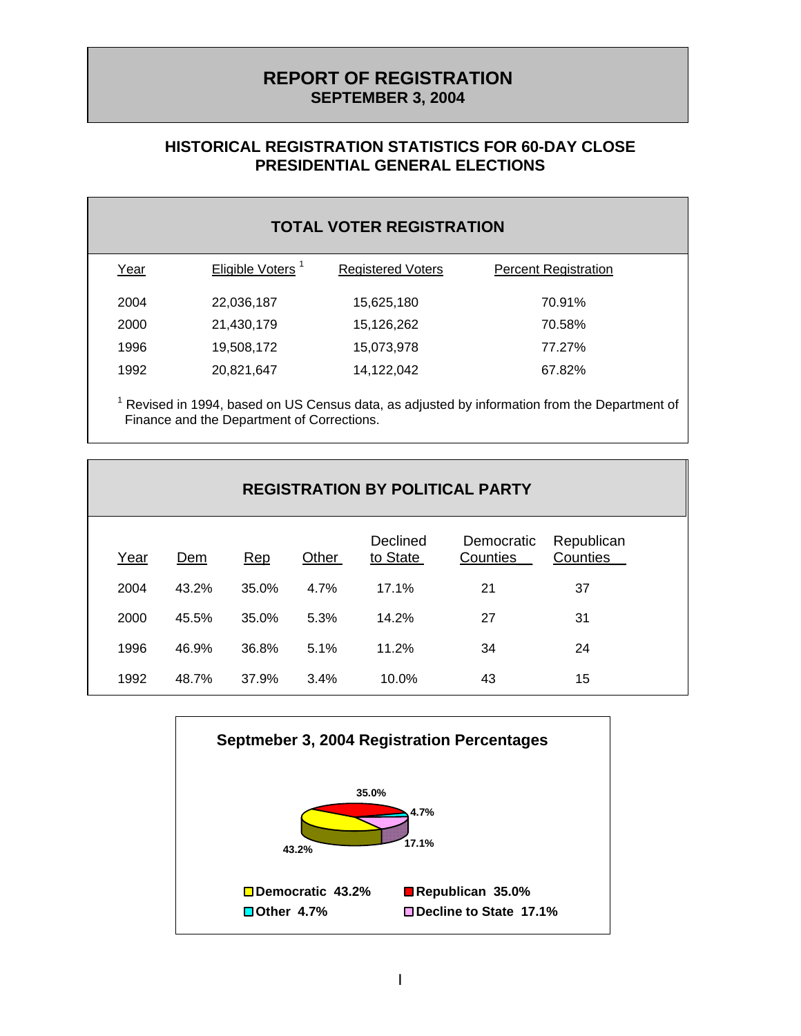# REPORT OF REGISTRATION
## SEPTEMBER 3, 2004

### HISTORICAL REGISTRATION STATISTICS FOR 60-DAY CLOSE PRESIDENTIAL GENERAL ELECTIONS

#### TOTAL VOTER REGISTRATION

| Year | Eligible Voters [1] | Registered Voters | Percent Registration |
|---|---|---|---|
| 2004 | 22,036,187 | 15,625,180 | 70.91% |
| 2000 | 21,430,179 | 15,126,262 | 70.58% |
| 1996 | 19,508,172 | 15,073,978 | 77.27% |
| 1992 | 20,821,647 | 14,122,042 | 67.82% |

[1] Revised in 1994, based on US Census data, as adjusted by information from the Department of Finance and the Department of Corrections.

#### REGISTRATION BY POLITICAL PARTY

| Year | Dem | Rep | Other | Declined to State | Democratic Counties | Republican Counties |
|---|---|---|---|---|---|---|
| 2004 | 43.2% | 35.0% | 4.7% | 17.1% | 21 | 37 |
| 2000 | 45.5% | 35.0% | 5.3% | 14.2% | 27 | 31 |
| 1996 | 46.9% | 36.8% | 5.1% | 11.2% | 34 | 24 |
| 1992 | 48.7% | 37.9% | 3.4% | 10.0% | 43 | 15 |

**Septmeber 3, 2004 Registration Percentages**

35.0%

4.7%

17.1%

43.2%

- Democratic 43.2%
- Republican 35.0%
- Other 4.7%
- Decline to State 17.1%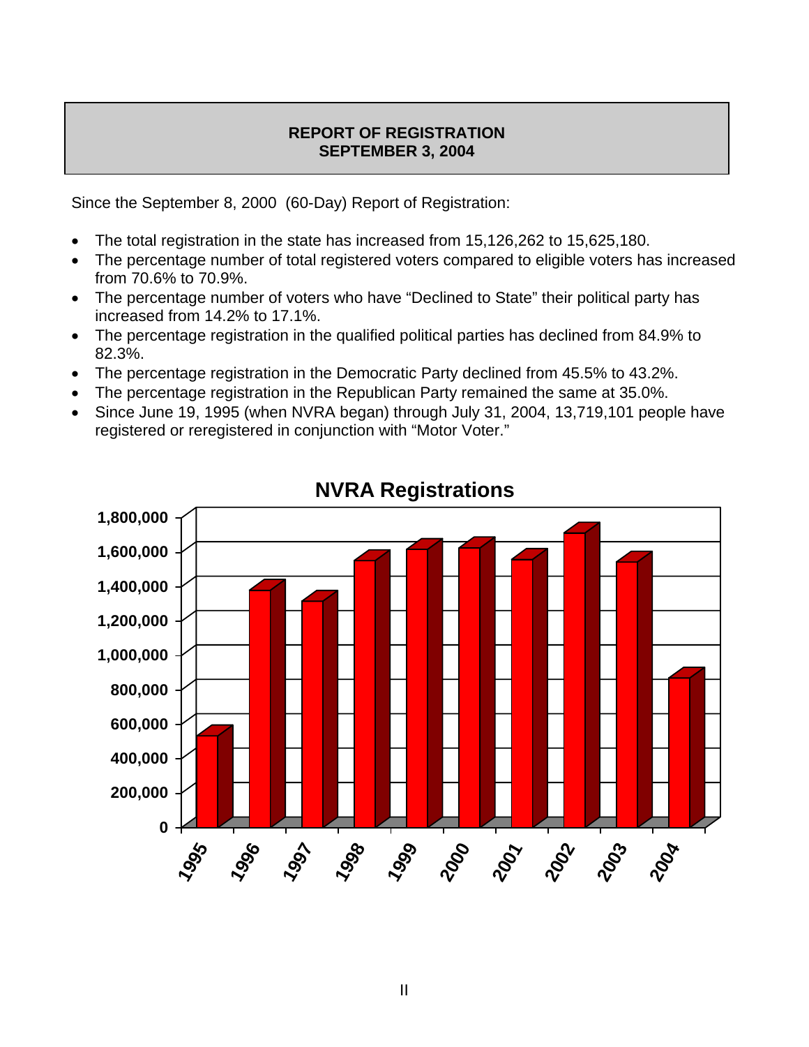# REPORT OF REGISTRATION
## SEPTEMBER 3, 2004

Since the September 8, 2000 (60-Day) Report of Registration:

- The total registration in the state has increased from 15,126,262 to 15,625,180.
- The percentage number of total registered voters compared to eligible voters has increased from 70.6% to 70.9%.
- The percentage number of voters who have "Declined to State" their political party has increased from 14.2% to 17.1%.
- The percentage registration in the qualified political parties has declined from 84.9% to 82.3%.
- The percentage registration in the Democratic Party declined from 45.5% to 43.2%.
- The percentage registration in the Republican Party remained the same at 35.0%.
- Since June 19, 1995 (when NVRA began) through July 31, 2004, 13,719,101 people have registered or reregistered in conjunction with "Motor Voter."

**NVRA Registrations**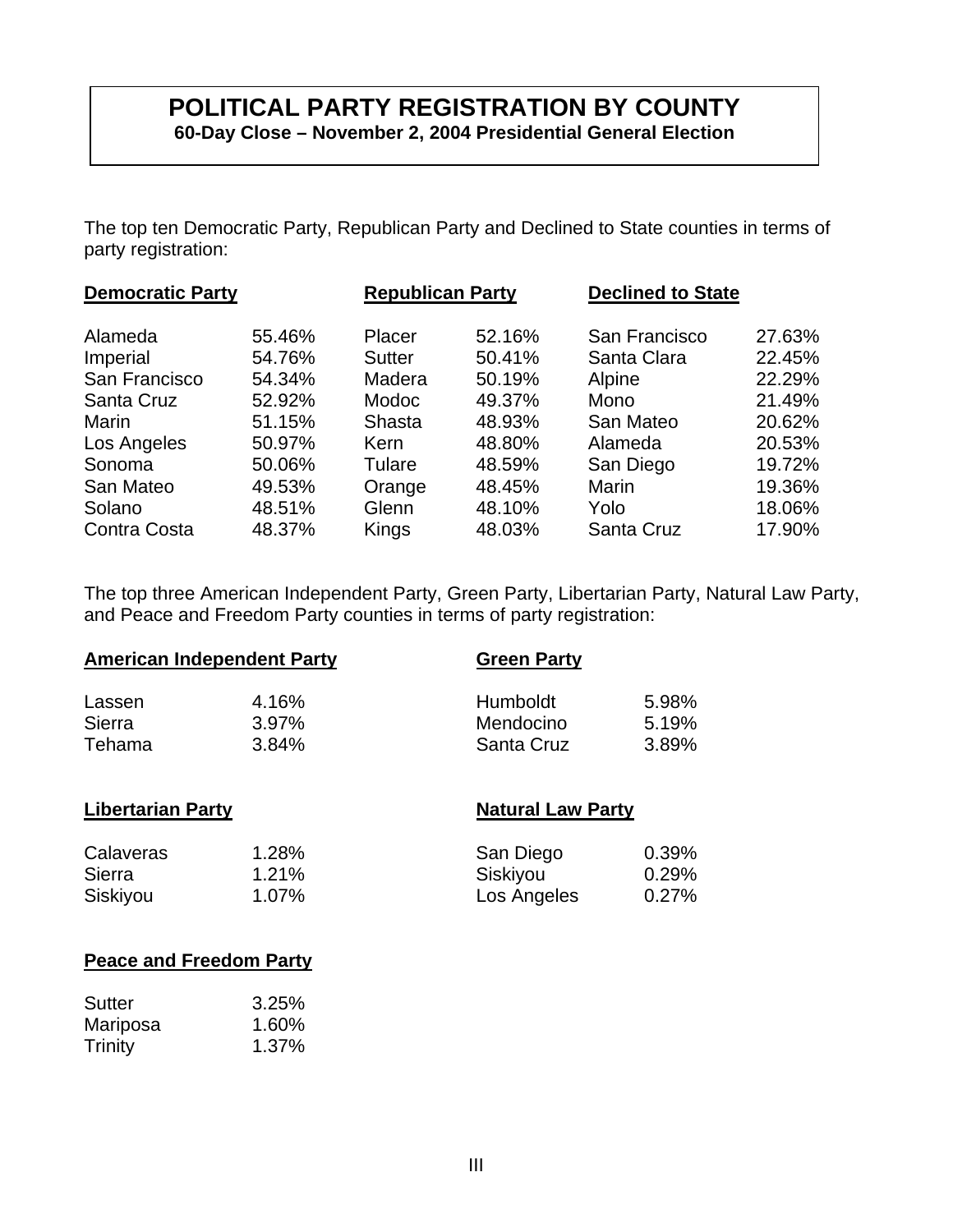# POLITICAL PARTY REGISTRATION BY COUNTY

**60-Day Close – November 2, 2004 Presidential General Election**

The top ten Democratic Party, Republican Party and Declined to State counties in terms of party registration:

| Democratic Party | | Republican Party | | Declined to State | |
|---|---|---|---|---|---|
| Alameda | 55.46% | Placer | 52.16% | San Francisco | 27.63% |
| Imperial | 54.76% | Sutter | 50.41% | Santa Clara | 22.45% |
| San Francisco | 54.34% | Madera | 50.19% | Alpine | 22.29% |
| Santa Cruz | 52.92% | Modoc | 49.37% | Mono | 21.49% |
| Marin | 51.15% | Shasta | 48.93% | San Mateo | 20.62% |
| Los Angeles | 50.97% | Kern | 48.80% | Alameda | 20.53% |
| Sonoma | 50.06% | Tulare | 48.59% | San Diego | 19.72% |
| San Mateo | 49.53% | Orange | 48.45% | Marin | 19.36% |
| Solano | 48.51% | Glenn | 48.10% | Yolo | 18.06% |
| Contra Costa | 48.37% | Kings | 48.03% | Santa Cruz | 17.90% |

The top three American Independent Party, Green Party, Libertarian Party, Natural Law Party, and Peace and Freedom Party counties in terms of party registration:

| American Independent Party | | Green Party | |
|---|---|---|---|
| Lassen | 4.16% | Humboldt | 5.98% |
| Sierra | 3.97% | Mendocino | 5.19% |
| Tehama | 3.84% | Santa Cruz | 3.89% |

| Libertarian Party | | Natural Law Party | |
|---|---|---|---|
| Calaveras | 1.28% | San Diego | 0.39% |
| Sierra | 1.21% | Siskiyou | 0.29% |
| Siskiyou | 1.07% | Los Angeles | 0.27% |

| Peace and Freedom Party | |
|---|---|
| Sutter | 3.25% |
| Mariposa | 1.60% |
| Trinity | 1.37% |